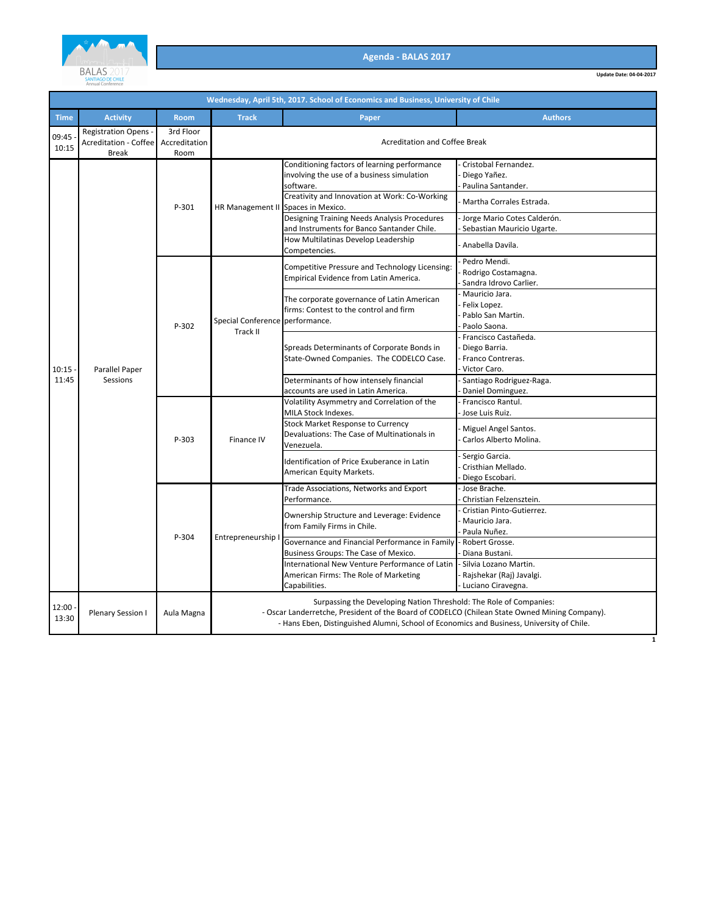# Agenda - BALAS 2017

Update Date: 04-04-2017

| Wednesday, April 5th, 2017. School of Economics and Business, University of Chile | | | | | |
|---|---|---|---|---|---|
| **Time** | **Activity** | **Room** | **Track** | **Paper** | **Authors** |
| 09:45 - 10:15 | Registration Opens - Acreditation - Coffee Break | 3rd Floor Accreditation Room | Acreditation and Coffee Break | | |
| 10:15 - 11:45 | Parallel Paper Sessions | P-301 | HR Management II | Conditioning factors of learning performance involving the use of a business simulation software. | - Cristobal Fernandez.<br>- Diego Yañez.<br>- Paulina Santander. |
| | | | | Creativity and Innovation at Work: Co-Working Spaces in Mexico. | - Martha Corrales Estrada. |
| | | | | Designing Training Needs Analysis Procedures and Instruments for Banco Santander Chile. | - Jorge Mario Cotes Calderón.<br>- Sebastian Mauricio Ugarte. |
| | | | | How Multilatinas Develop Leadership Competencies. | - Anabella Davila. |
| | | P-302 | Special Conference Track II | Competitive Pressure and Technology Licensing: Empirical Evidence from Latin America. | - Pedro Mendi.<br>- Rodrigo Costamagna.<br>- Sandra Idrovo Carlier. |
| | | | | The corporate governance of Latin American firms: Contest to the control and firm performance. | - Mauricio Jara.<br>- Felix Lopez.<br>- Pablo San Martin.<br>- Paolo Saona. |
| | | | | Spreads Determinants of Corporate Bonds in State-Owned Companies. The CODELCO Case. | - Francisco Castañeda.<br>- Diego Barria.<br>- Franco Contreras.<br>- Victor Caro. |
| | | | | Determinants of how intensely financial accounts are used in Latin America. | - Santiago Rodriguez-Raga.<br>- Daniel Dominguez. |
| | | P-303 | Finance IV | Volatility Asymmetry and Correlation of the MILA Stock Indexes. | - Francisco Rantul.<br>- Jose Luis Ruiz. |
| | | | | Stock Market Response to Currency Devaluations: The Case of Multinationals in Venezuela. | - Miguel Angel Santos.<br>- Carlos Alberto Molina. |
| | | | | Identification of Price Exuberance in Latin American Equity Markets. | - Sergio Garcia.<br>- Cristhian Mellado.<br>- Diego Escobari. |
| | | P-304 | Entrepreneurship I | Trade Associations, Networks and Export Performance. | - Jose Brache.<br>- Christian Felzensztein. |
| | | | | Ownership Structure and Leverage: Evidence from Family Firms in Chile. | - Cristian Pinto-Gutierrez.<br>- Mauricio Jara.<br>- Paula Nuñez. |
| | | | | Governance and Financial Performance in Family Business Groups: The Case of Mexico. | - Robert Grosse.<br>- Diana Bustani. |
| | | | | International New Venture Performance of Latin American Firms: The Role of Marketing Capabilities. | - Silvia Lozano Martin.<br>- Rajshekar (Raj) Javalgi.<br>- Luciano Ciravegna. |
| 12:00 - 13:30 | Plenary Session I | Aula Magna | Surpassing the Developing Nation Threshold: The Role of Companies:<br>- Oscar Landerretche, President of the Board of CODELCO (Chilean State Owned Mining Company).<br>- Hans Eben, Distinguished Alumni, School of Economics and Business, University of Chile. | | |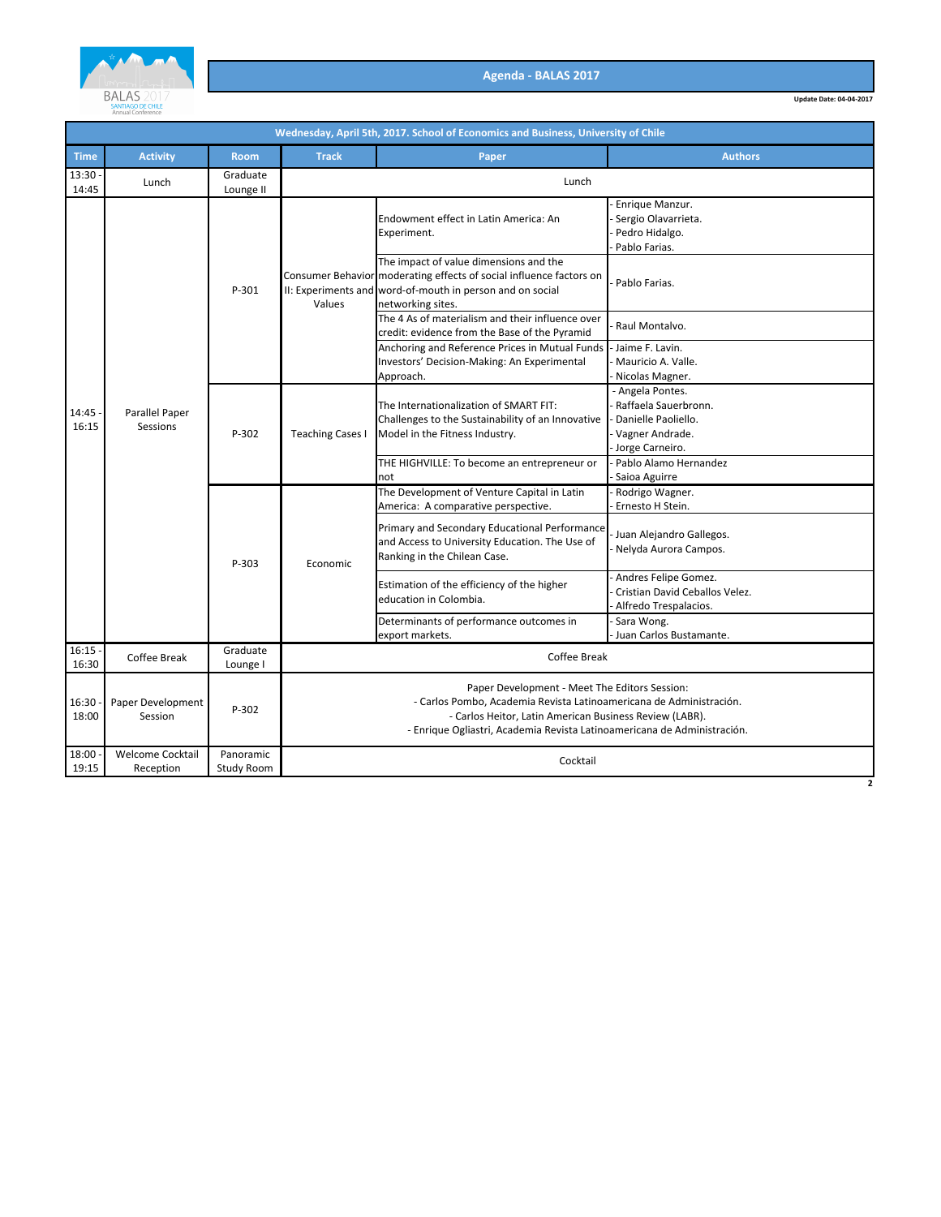# Agenda - BALAS 2017

Update Date: 04-04-2017

| Wednesday, April 5th, 2017. School of Economics and Business, University of Chile | | | | | |
|---|---|---|---|---|---|
| **Time** | **Activity** | **Room** | **Track** | **Paper** | **Authors** |
| 13:30 - 14:45 | Lunch | Graduate Lounge II | Lunch | | |
| 14:45 - 16:15 | Parallel Paper Sessions | P-301 | Consumer Behavior II: Experiments and Values | Endowment effect in Latin America: An Experiment. | - Enrique Manzur.<br>- Sergio Olavarrieta.<br>- Pedro Hidalgo.<br>- Pablo Farias. |
| | | | | The impact of value dimensions and the moderating effects of social influence factors on word-of-mouth in person and on social networking sites. | - Pablo Farias. |
| | | | | The 4 As of materialism and their influence over credit: evidence from the Base of the Pyramid | - Raul Montalvo. |
| | | | | Anchoring and Reference Prices in Mutual Funds Investors' Decision-Making: An Experimental Approach. | - Jaime F. Lavin.<br>- Mauricio A. Valle.<br>- Nicolas Magner. |
| | | P-302 | Teaching Cases I | The Internationalization of SMART FIT: Challenges to the Sustainability of an Innovative Model in the Fitness Industry. | - Angela Pontes.<br>- Raffaela Sauerbronn.<br>- Danielle Paoliello.<br>- Vagner Andrade.<br>- Jorge Carneiro. |
| | | | | THE HIGHVILLE: To become an entrepreneur or not | - Pablo Alamo Hernandez<br>- Saioa Aguirre |
| | | P-303 | Economic | The Development of Venture Capital in Latin America: A comparative perspective. | - Rodrigo Wagner.<br>- Ernesto H Stein. |
| | | | | Primary and Secondary Educational Performance and Access to University Education. The Use of Ranking in the Chilean Case. | - Juan Alejandro Gallegos.<br>- Nelyda Aurora Campos. |
| | | | | Estimation of the efficiency of the higher education in Colombia. | - Andres Felipe Gomez.<br>- Cristian David Ceballos Velez.<br>- Alfredo Trespalacios. |
| | | | | Determinants of performance outcomes in export markets. | - Sara Wong.<br>- Juan Carlos Bustamante. |
| 16:15 - 16:30 | Coffee Break | Graduate Lounge I | Coffee Break | | |
| 16:30 - 18:00 | Paper Development Session | P-302 | Paper Development - Meet The Editors Session:<br>- Carlos Pombo, Academia Revista Latinoamericana de Administración.<br>- Carlos Heitor, Latin American Business Review (LABR).<br>- Enrique Ogliastri, Academia Revista Latinoamericana de Administración. | | |
| 18:00 - 19:15 | Welcome Cocktail Reception | Panoramic Study Room | Cocktail | | |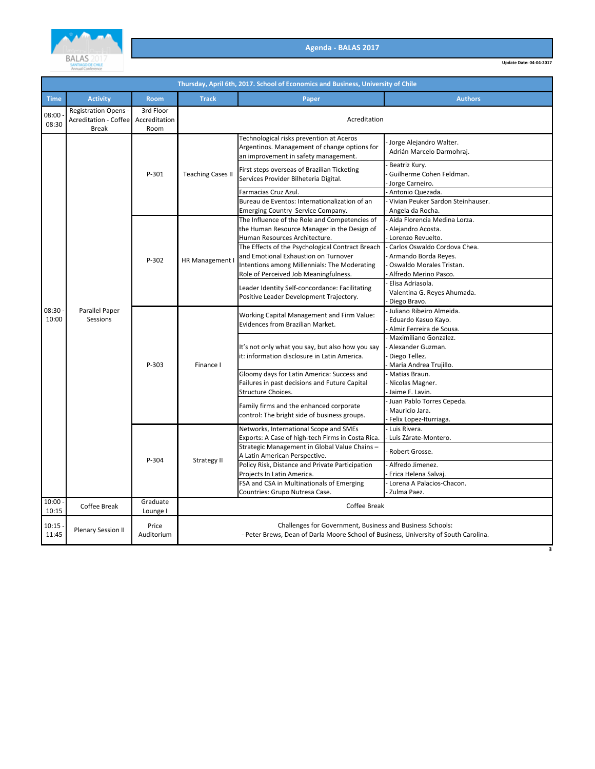# Agenda - BALAS 2017

Update Date: 04-04-2017

| Thursday, April 6th, 2017. School of Economics and Business, University of Chile | | | | | |
|---|---|---|---|---|---|
| **Time** | **Activity** | **Room** | **Track** | **Paper** | **Authors** |
| 08:00 - 08:30 | Registration Opens - Acreditation - Coffee Break | 3rd Floor Accreditation Room | Acreditation | | |
| 08:30 - 10:00 | Parallel Paper Sessions | P-301 | Teaching Cases II | Technological risks prevention at Aceros Argentinos. Management of change options for an improvement in safety management. | - Jorge Alejandro Walter.<br>- Adrián Marcelo Darmohraj. |
| | | | | First steps overseas of Brazilian Ticketing Services Provider Bilheteria Digital. | - Beatriz Kury.<br>- Guilherme Cohen Feldman.<br>- Jorge Carneiro. |
| | | | | Farmacias Cruz Azul. | - Antonio Quezada. |
| | | | | Bureau de Eventos: Internationalization of an Emerging Country Service Company. | - Vivian Peuker Sardon Steinhauser.<br>- Angela da Rocha. |
| | | P-302 | HR Management I | The Influence of the Role and Competencies of the Human Resource Manager in the Design of Human Resources Architecture. | - Aida Florencia Medina Lorza.<br>- Alejandro Acosta.<br>- Lorenzo Revuelto. |
| | | | | The Effects of the Psychological Contract Breach and Emotional Exhaustion on Turnover Intentions among Millennials: The Moderating Role of Perceived Job Meaningfulness. | - Carlos Oswaldo Cordova Chea.<br>- Armando Borda Reyes.<br>- Oswaldo Morales Tristan.<br>- Alfredo Merino Pasco. |
| | | | | Leader Identity Self-concordance: Facilitating Positive Leader Development Trajectory. | - Elisa Adriasola.<br>- Valentina G. Reyes Ahumada.<br>- Diego Bravo. |
| | | P-303 | Finance I | Working Capital Management and Firm Value: Evidences from Brazilian Market. | - Juliano Ribeiro Almeida.<br>- Eduardo Kasuo Kayo.<br>- Almir Ferreira de Sousa. |
| | | | | It's not only what you say, but also how you say it: information disclosure in Latin America. | - Maximiliano Gonzalez.<br>- Alexander Guzman.<br>- Diego Tellez.<br>- Maria Andrea Trujillo. |
| | | | | Gloomy days for Latin America: Success and Failures in past decisions and Future Capital Structure Choices. | - Matias Braun.<br>- Nicolas Magner.<br>- Jaime F. Lavin. |
| | | | | Family firms and the enhanced corporate control: The bright side of business groups. | - Juan Pablo Torres Cepeda.<br>- Mauricio Jara.<br>- Felix Lopez-Iturriaga. |
| | | P-304 | Strategy II | Networks, International Scope and SMEs Exports: A Case of high-tech Firms in Costa Rica. | - Luis Rivera.<br>- Luis Zárate-Montero. |
| | | | | Strategic Management in Global Value Chains – A Latin American Perspective. | - Robert Grosse. |
| | | | | Policy Risk, Distance and Private Participation Projects In Latin America. | - Alfredo Jimenez.<br>- Erica Helena Salvaj. |
| | | | | FSA and CSA in Multinationals of Emerging Countries: Grupo Nutresa Case. | - Lorena A Palacios-Chacon.<br>- Zulma Paez. |
| 10:00 - 10:15 | Coffee Break | Graduate Lounge I | Coffee Break | | |
| 10:15 - 11:45 | Plenary Session II | Price Auditorium | Challenges for Government, Business and Business Schools:<br>- Peter Brews, Dean of Darla Moore School of Business, University of South Carolina. | | |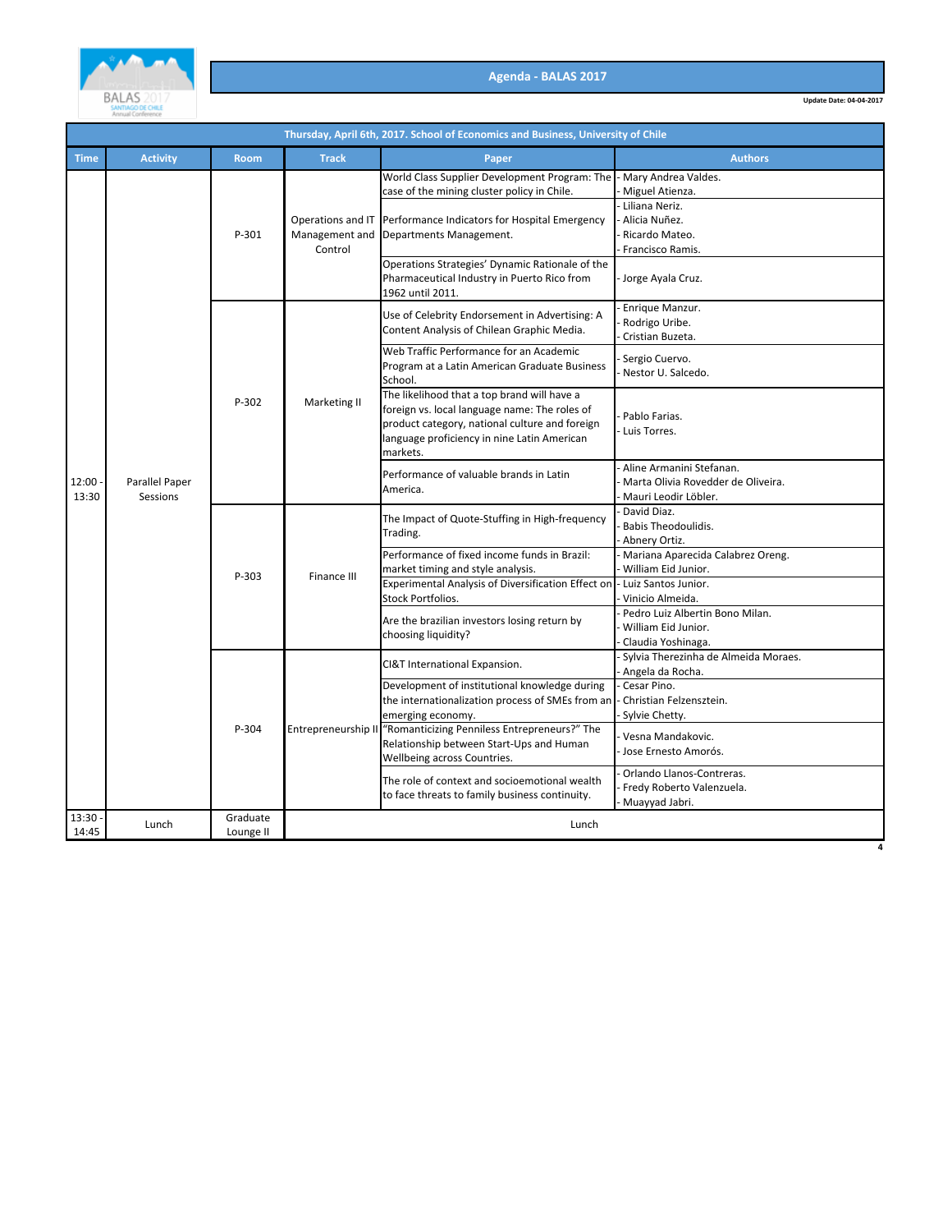# Agenda - BALAS 2017

Update Date: 04-04-2017

| Thursday, April 6th, 2017. School of Economics and Business, University of Chile | | | | | |
|---|---|---|---|---|---|
| **Time** | **Activity** | **Room** | **Track** | **Paper** | **Authors** |
| 12:00 - 13:30 | Parallel Paper Sessions | P-301 | Operations and IT Management and Control | World Class Supplier Development Program: The case of the mining cluster policy in Chile. | - Mary Andrea Valdes.<br>- Miguel Atienza. |
| | | | | Performance Indicators for Hospital Emergency Departments Management. | - Liliana Neriz.<br>- Alicia Nuñez.<br>- Ricardo Mateo.<br>- Francisco Ramis. |
| | | | | Operations Strategies' Dynamic Rationale of the Pharmaceutical Industry in Puerto Rico from 1962 until 2011. | - Jorge Ayala Cruz. |
| | | P-302 | Marketing II | Use of Celebrity Endorsement in Advertising: A Content Analysis of Chilean Graphic Media. | - Enrique Manzur.<br>- Rodrigo Uribe.<br>- Cristian Buzeta. |
| | | | | Web Traffic Performance for an Academic Program at a Latin American Graduate Business School. | - Sergio Cuervo.<br>- Nestor U. Salcedo. |
| | | | | The likelihood that a top brand will have a foreign vs. local language name: The roles of product category, national culture and foreign language proficiency in nine Latin American markets. | - Pablo Farias.<br>- Luis Torres. |
| | | | | Performance of valuable brands in Latin America. | - Aline Armanini Stefanan.<br>- Marta Olivia Rovedder de Oliveira.<br>- Mauri Leodir Löbler. |
| | | P-303 | Finance III | The Impact of Quote-Stuffing in High-frequency Trading. | - David Diaz.<br>- Babis Theodoulidis.<br>- Abnery Ortiz. |
| | | | | Performance of fixed income funds in Brazil: market timing and style analysis. | - Mariana Aparecida Calabrez Oreng.<br>- William Eid Junior. |
| | | | | Experimental Analysis of Diversification Effect on Stock Portfolios. | - Luiz Santos Junior.<br>- Vinicio Almeida. |
| | | | | Are the brazilian investors losing return by choosing liquidity? | - Pedro Luiz Albertin Bono Milan.<br>- William Eid Junior.<br>- Claudia Yoshinaga. |
| | | P-304 | Entrepreneurship II | CI&T International Expansion. | - Sylvia Therezinha de Almeida Moraes.<br>- Angela da Rocha. |
| | | | | Development of institutional knowledge during the internationalization process of SMEs from an emerging economy. | - Cesar Pino.<br>- Christian Felzensztein.<br>- Sylvie Chetty. |
| | | | | "Romanticizing Penniless Entrepreneurs?" The Relationship between Start-Ups and Human Wellbeing across Countries. | - Vesna Mandakovic.<br>- Jose Ernesto Amorós. |
| | | | | The role of context and socioemotional wealth to face threats to family business continuity. | - Orlando Llanos-Contreras.<br>- Fredy Roberto Valenzuela.<br>- Muayyad Jabri. |
| 13:30 - 14:45 | Lunch | Graduate Lounge II | Lunch | | |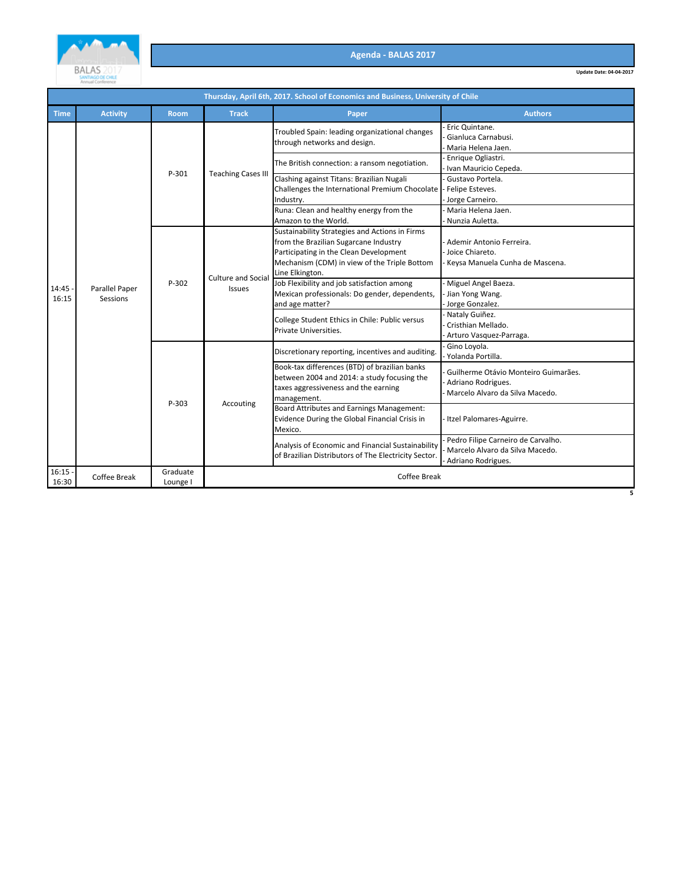# Agenda - BALAS 2017

Update Date: 04-04-2017

| Thursday, April 6th, 2017. School of Economics and Business, University of Chile | | | | | |
|---|---|---|---|---|---|
| **Time** | **Activity** | **Room** | **Track** | **Paper** | **Authors** |
| 14:45 - 16:15 | Parallel Paper Sessions | P-301 | Teaching Cases III | Troubled Spain: leading organizational changes through networks and design. | - Eric Quintane.<br>- Gianluca Carnabusi.<br>- Maria Helena Jaen. |
| | | | | The British connection: a ransom negotiation. | - Enrique Ogliastri.<br>- Ivan Mauricio Cepeda. |
| | | | | Clashing against Titans: Brazilian Nugali Challenges the International Premium Chocolate Industry. | - Gustavo Portela.<br>- Felipe Esteves.<br>- Jorge Carneiro. |
| | | | | Runa: Clean and healthy energy from the Amazon to the World. | - Maria Helena Jaen.<br>- Nunzia Auletta. |
| | | P-302 | Culture and Social Issues | Sustainability Strategies and Actions in Firms from the Brazilian Sugarcane Industry Participating in the Clean Development Mechanism (CDM) in view of the Triple Bottom Line Elkington. | - Ademir Antonio Ferreira.<br>- Joice Chiareto.<br>- Keysa Manuela Cunha de Mascena. |
| | | | | Job Flexibility and job satisfaction among Mexican professionals: Do gender, dependents, and age matter? | - Miguel Angel Baeza.<br>- Jian Yong Wang.<br>- Jorge Gonzalez. |
| | | | | College Student Ethics in Chile: Public versus Private Universities. | - Nataly Guiñez.<br>- Cristhian Mellado.<br>- Arturo Vasquez-Parraga. |
| | | P-303 | Accouting | Discretionary reporting, incentives and auditing. | - Gino Loyola.<br>- Yolanda Portilla. |
| | | | | Book-tax differences (BTD) of brazilian banks between 2004 and 2014: a study focusing the taxes aggressiveness and the earning management. | - Guilherme Otávio Monteiro Guimarães.<br>- Adriano Rodrigues.<br>- Marcelo Alvaro da Silva Macedo. |
| | | | | Board Attributes and Earnings Management: Evidence During the Global Financial Crisis in Mexico. | - Itzel Palomares-Aguirre. |
| | | | | Analysis of Economic and Financial Sustainability of Brazilian Distributors of The Electricity Sector. | - Pedro Filipe Carneiro de Carvalho.<br>- Marcelo Alvaro da Silva Macedo.<br>- Adriano Rodrigues. |
| 16:15 - 16:30 | Coffee Break | Graduate Lounge I | Coffee Break | | |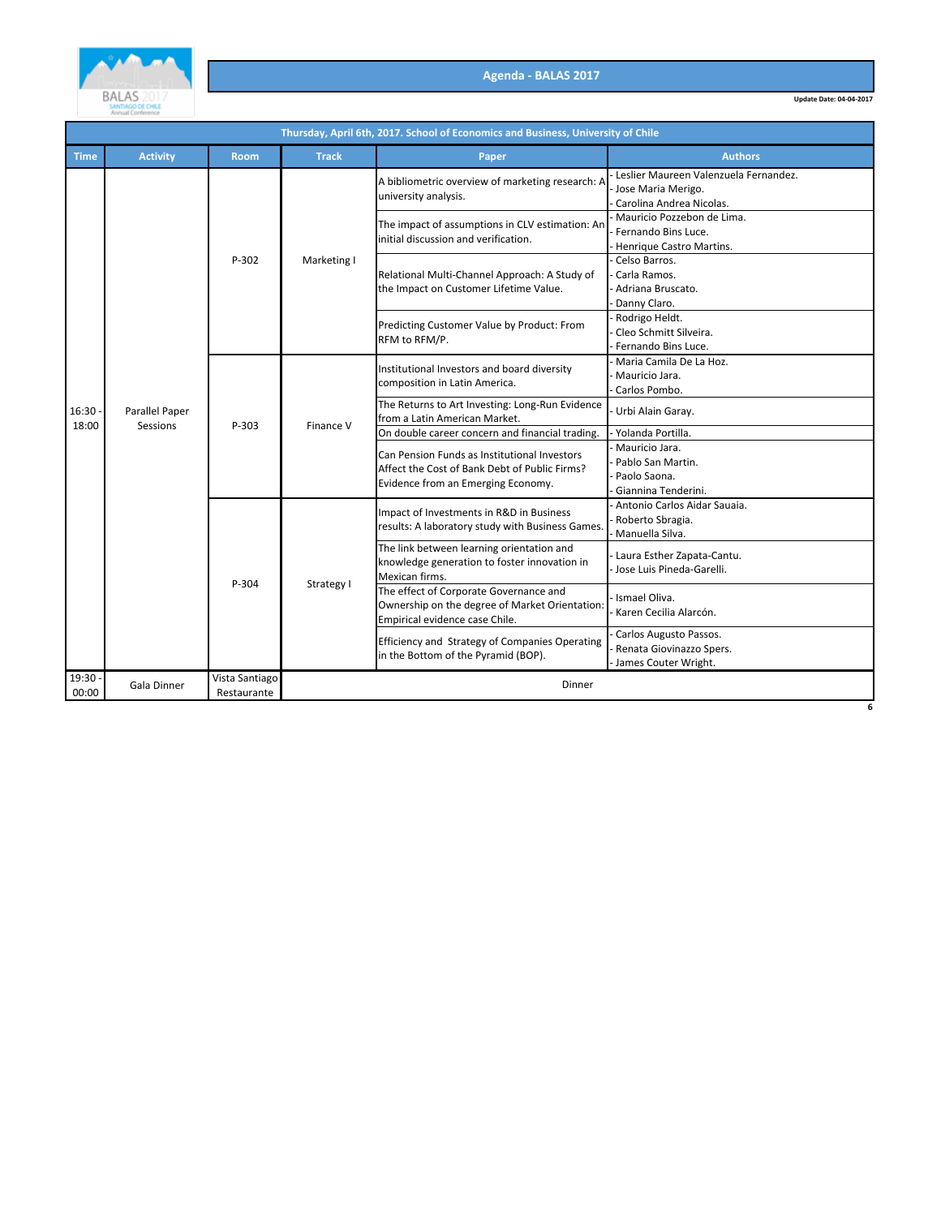# Agenda - BALAS 2017

Update Date: 04-04-2017

| Thursday, April 6th, 2017. School of Economics and Business, University of Chile | | | | | |
|---|---|---|---|---|---|
| **Time** | **Activity** | **Room** | **Track** | **Paper** | **Authors** |
| 16:30 - 18:00 | Parallel Paper Sessions | P-302 | Marketing I | A bibliometric overview of marketing research: A university analysis. | - Leslier Maureen Valenzuela Fernandez.<br>- Jose Maria Merigo.<br>- Carolina Andrea Nicolas. |
| | | | | The impact of assumptions in CLV estimation: An initial discussion and verification. | - Mauricio Pozzebon de Lima.<br>- Fernando Bins Luce.<br>- Henrique Castro Martins. |
| | | | | Relational Multi-Channel Approach: A Study of the Impact on Customer Lifetime Value. | - Celso Barros.<br>- Carla Ramos.<br>- Adriana Bruscato.<br>- Danny Claro. |
| | | | | Predicting Customer Value by Product: From RFM to RFM/P. | - Rodrigo Heldt.<br>- Cleo Schmitt Silveira.<br>- Fernando Bins Luce. |
| | | P-303 | Finance V | Institutional Investors and board diversity composition in Latin America. | - Maria Camila De La Hoz.<br>- Mauricio Jara.<br>- Carlos Pombo. |
| | | | | The Returns to Art Investing: Long-Run Evidence from a Latin American Market. | - Urbi Alain Garay. |
| | | | | On double career concern and financial trading. | - Yolanda Portilla. |
| | | | | Can Pension Funds as Institutional Investors Affect the Cost of Bank Debt of Public Firms? Evidence from an Emerging Economy. | - Mauricio Jara.<br>- Pablo San Martin.<br>- Paolo Saona.<br>- Giannina Tenderini. |
| | | P-304 | Strategy I | Impact of Investments in R&D in Business results: A laboratory study with Business Games. | - Antonio Carlos Aidar Sauaia.<br>- Roberto Sbragia.<br>- Manuella Silva. |
| | | | | The link between learning orientation and knowledge generation to foster innovation in Mexican firms. | - Laura Esther Zapata-Cantu.<br>- Jose Luis Pineda-Garelli. |
| | | | | The effect of Corporate Governance and Ownership on the degree of Market Orientation: Empirical evidence case Chile. | - Ismael Oliva.<br>- Karen Cecilia Alarcón. |
| | | | | Efficiency and Strategy of Companies Operating in the Bottom of the Pyramid (BOP). | - Carlos Augusto Passos.<br>- Renata Giovinazzo Spers.<br>- James Couter Wright. |
| 19:30 - 00:00 | Gala Dinner | Vista Santiago Restaurante | Dinner | | |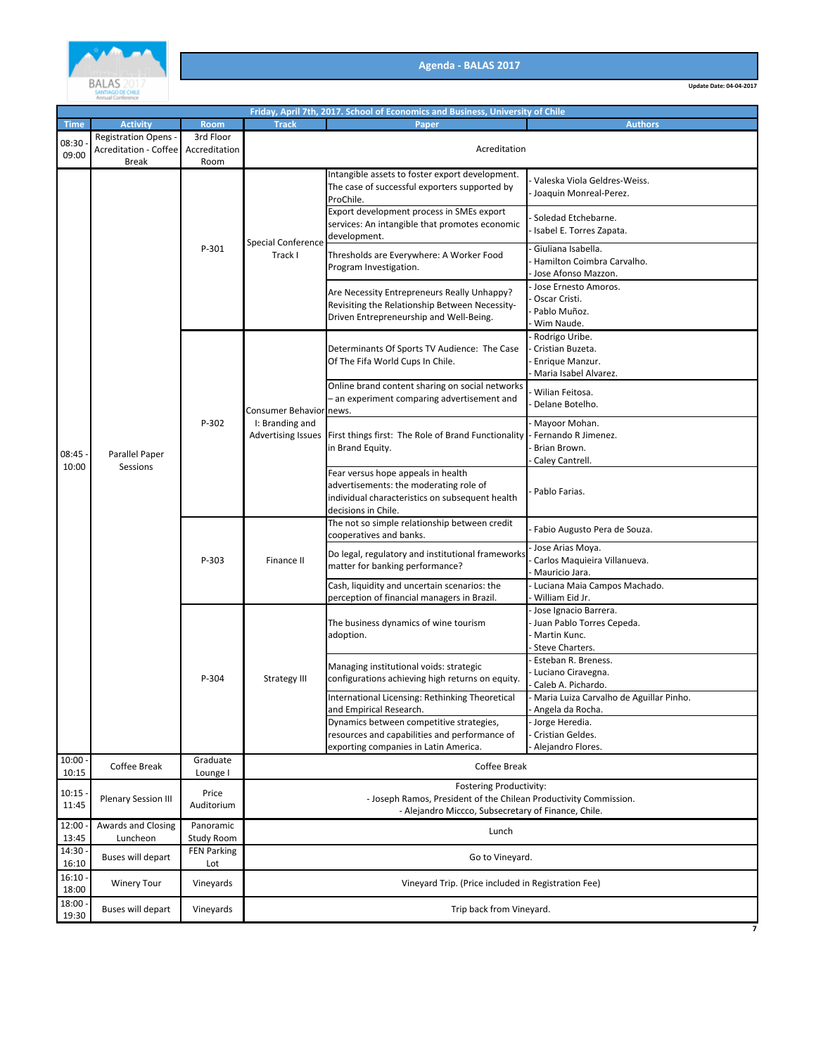# Agenda - BALAS 2017

Update Date: 04-04-2017

| Friday, April 7th, 2017. School of Economics and Business, University of Chile | | | | | |
|---|---|---|---|---|---|
| **Time** | **Activity** | **Room** | **Track** | **Paper** | **Authors** |
| 08:30 - 09:00 | Registration Opens - Acreditation - Coffee Break | 3rd Floor Accreditation Room | Acreditation | | |
| 08:45 - 10:00 | Parallel Paper Sessions | P-301 | Special Conference Track I | Intangible assets to foster export development. The case of successful exporters supported by ProChile. | - Valeska Viola Geldres-Weiss.<br>- Joaquin Monreal-Perez. |
| | | | | Export development process in SMEs export services: An intangible that promotes economic development. | - Soledad Etchebarne.<br>- Isabel E. Torres Zapata. |
| | | | | Thresholds are Everywhere: A Worker Food Program Investigation. | - Giuliana Isabella.<br>- Hamilton Coimbra Carvalho.<br>- Jose Afonso Mazzon. |
| | | | | Are Necessity Entrepreneurs Really Unhappy? Revisiting the Relationship Between Necessity-Driven Entrepreneurship and Well-Being. | - Jose Ernesto Amoros.<br>- Oscar Cristi.<br>- Pablo Muñoz.<br>- Wim Naude. |
| | | P-302 | Consumer Behavior I: Branding and Advertising Issues | Determinants Of Sports TV Audience: The Case Of The Fifa World Cups In Chile. | - Rodrigo Uribe.<br>- Cristian Buzeta.<br>- Enrique Manzur.<br>- Maria Isabel Alvarez. |
| | | | | Online brand content sharing on social networks – an experiment comparing advertisement and news. | - Wilian Feitosa.<br>- Delane Botelho. |
| | | | | First things first: The Role of Brand Functionality in Brand Equity. | - Mayoor Mohan.<br>- Fernando R Jimenez.<br>- Brian Brown.<br>- Caley Cantrell. |
| | | | | Fear versus hope appeals in health advertisements: the moderating role of individual characteristics on subsequent health decisions in Chile. | - Pablo Farias. |
| | | P-303 | Finance II | The not so simple relationship between credit cooperatives and banks. | - Fabio Augusto Pera de Souza. |
| | | | | Do legal, regulatory and institutional frameworks matter for banking performance? | - Jose Arias Moya.<br>- Carlos Maquieira Villanueva.<br>- Mauricio Jara. |
| | | | | Cash, liquidity and uncertain scenarios: the perception of financial managers in Brazil. | - Luciana Maia Campos Machado.<br>- William Eid Jr. |
| | | P-304 | Strategy III | The business dynamics of wine tourism adoption. | - Jose Ignacio Barrera.<br>- Juan Pablo Torres Cepeda.<br>- Martin Kunc.<br>- Steve Charters. |
| | | | | Managing institutional voids: strategic configurations achieving high returns on equity. | - Esteban R. Breness.<br>- Luciano Ciravegna.<br>- Caleb A. Pichardo. |
| | | | | International Licensing: Rethinking Theoretical and Empirical Research. | - Maria Luiza Carvalho de Aguillar Pinho.<br>- Angela da Rocha. |
| | | | | Dynamics between competitive strategies, resources and capabilities and performance of exporting companies in Latin America. | - Jorge Heredia.<br>- Cristian Geldes.<br>- Alejandro Flores. |
| 10:00 - 10:15 | Coffee Break | Graduate Lounge I | Coffee Break | | |
| 10:15 - 11:45 | Plenary Session III | Price Auditorium | Fostering Productivity:<br>- Joseph Ramos, President of the Chilean Productivity Commission.<br>- Alejandro Miccco, Subsecretary of Finance, Chile. | | |
| 12:00 - 13:45 | Awards and Closing Luncheon | Panoramic Study Room | Lunch | | |
| 14:30 - 16:10 | Buses will depart | FEN Parking Lot | Go to Vineyard. | | |
| 16:10 - 18:00 | Winery Tour | Vineyards | Vineyard Trip. (Price included in Registration Fee) | | |
| 18:00 - 19:30 | Buses will depart | Vineyards | Trip back from Vineyard. | | |